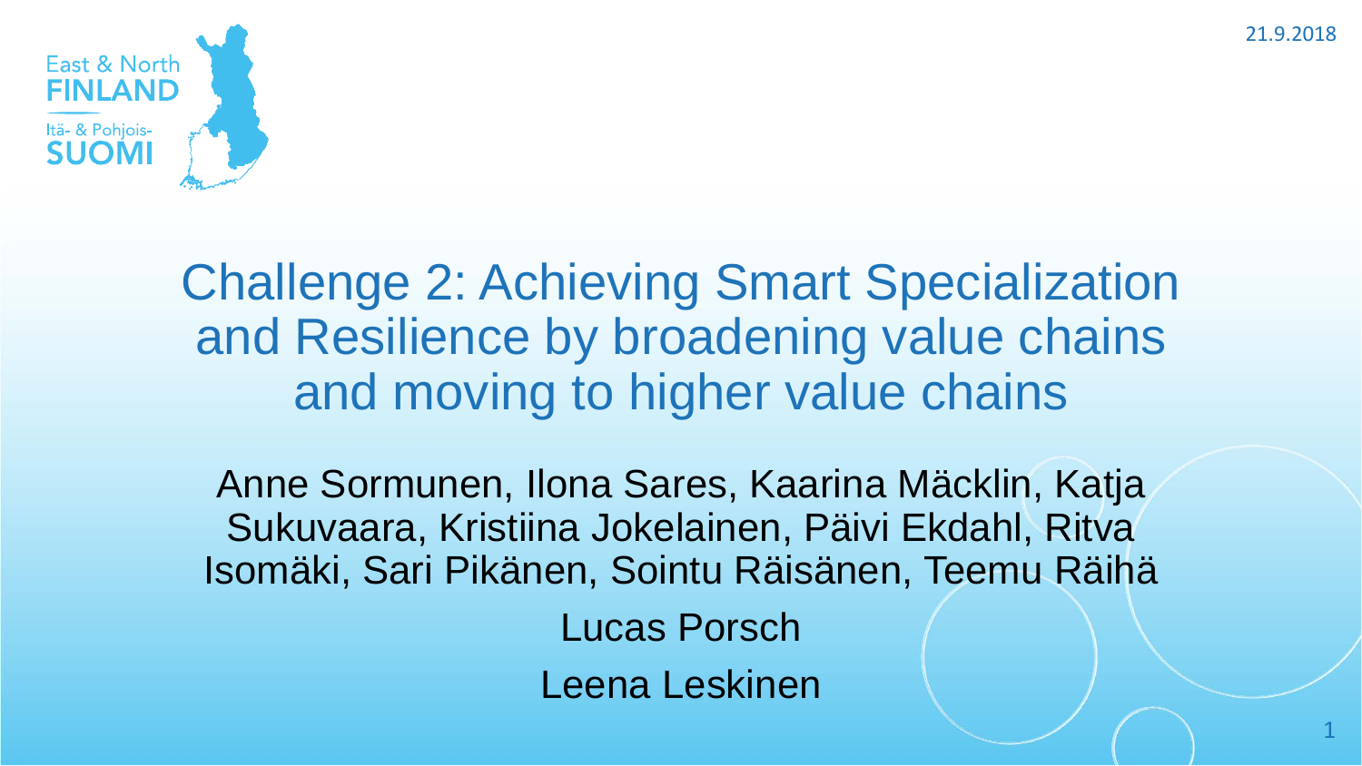East & North
FINLAND

Itä- & Pohjois-
SUOMI

21.9.2018

# Challenge 2: Achieving Smart Specialization and Resilience by broadening value chains and moving to higher value chains

Anne Sormunen, Ilona Sares, Kaarina Mäcklin, Katja Sukuvaara, Kristiina Jokelainen, Päivi Ekdahl, Ritva Isomäki, Sari Pikänen, Sointu Räisänen, Teemu Räihä

Lucas Porsch

Leena Leskinen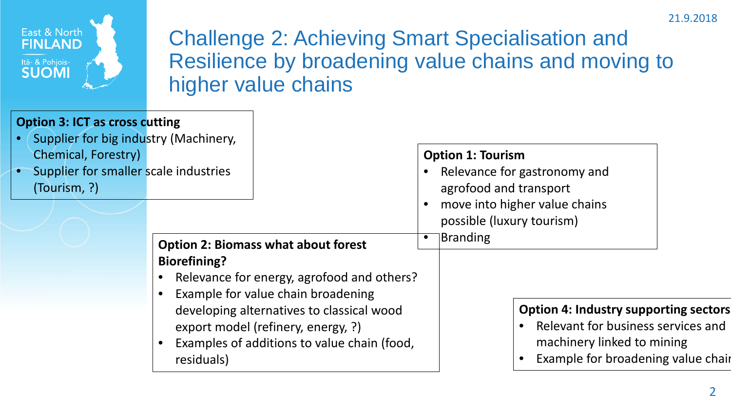# Challenge 2: Achieving Smart Specialisation and Resilience by broadening value chains and moving to higher value chains

**Option 3: ICT as cross cutting**

- Supplier for big industry (Machinery, Chemical, Forestry)
- Supplier for smaller scale industries (Tourism, ?)

**Option 1: Tourism**

- Relevance for gastronomy and agrofood and transport
- move into higher value chains possible (luxury tourism)
- Branding

**Option 2: Biomass what about forest Biorefining?**

- Relevance for energy, agrofood and others?
- Example for value chain broadening developing alternatives to classical wood export model (refinery, energy, ?)
- Examples of additions to value chain (food, residuals)

**Option 4: Industry supporting sectors**

- Relevant for business services and machinery linked to mining
- Example for broadening value chai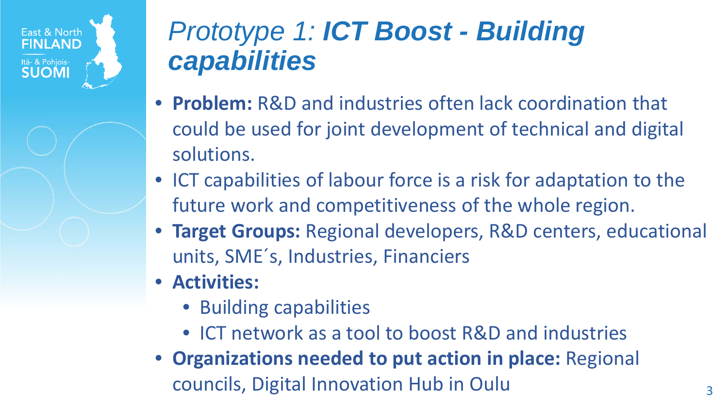# *Prototype 1:* ***ICT Boost - Building capabilities***

- **Problem:** R&D and industries often lack coordination that could be used for joint development of technical and digital solutions.
- ICT capabilities of labour force is a risk for adaptation to the future work and competitiveness of the whole region.
- **Target Groups:** Regional developers, R&D centers, educational units, SME´s, Industries, Financiers
- **Activities:**
  - Building capabilities
  - ICT network as a tool to boost R&D and industries
- **Organizations needed to put action in place:** Regional councils, Digital Innovation Hub in Oulu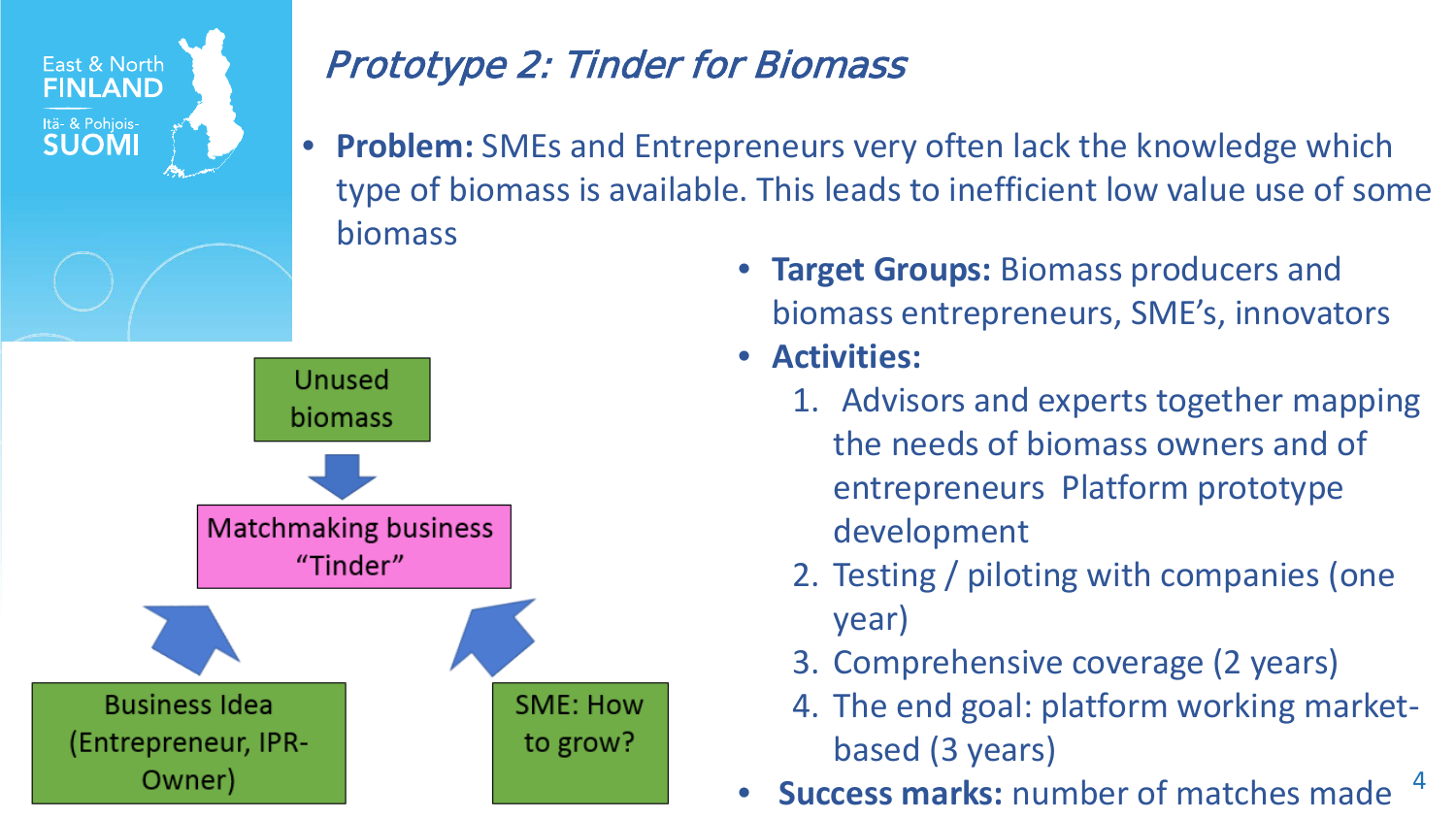# Prototype 2: Tinder for Biomass

- **Problem:** SMEs and Entrepreneurs very often lack the knowledge which type of biomass is available. This leads to inefficient low value use of some biomass

Unused biomass

Matchmaking business "Tinder"

Business Idea (Entrepreneur, IPR-Owner)

SME: How to grow?

- **Target Groups:** Biomass producers and biomass entrepreneurs, SME's, innovators
- **Activities:**
  1. Advisors and experts together mapping the needs of biomass owners and of entrepreneurs  Platform prototype development
  2. Testing / piloting with companies (one year)
  3. Comprehensive coverage (2 years)
  4. The end goal: platform working market-based (3 years)
- **Success marks:** number of matches made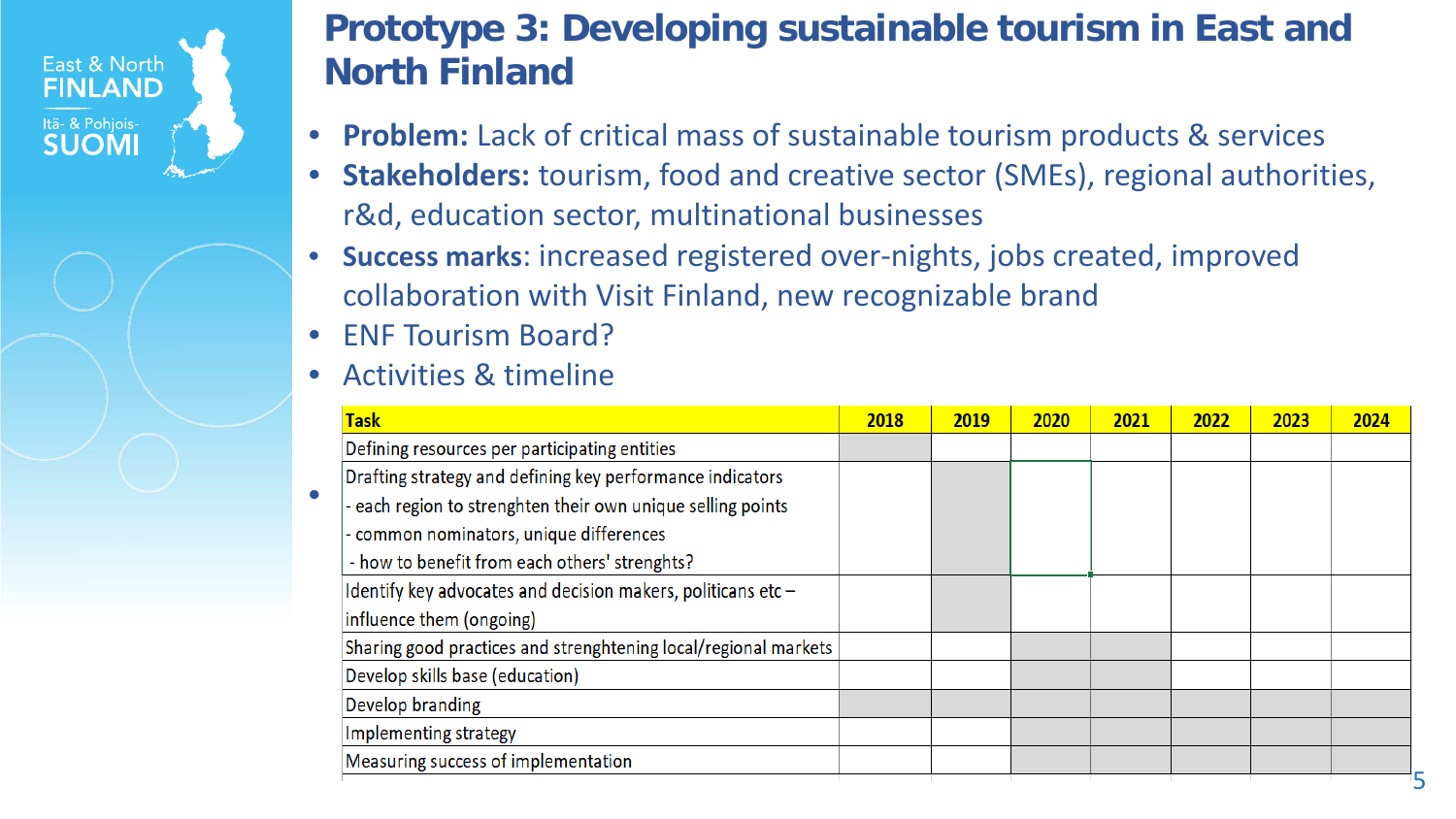# Prototype 3: Developing sustainable tourism in East and North Finland

- **Problem:** Lack of critical mass of sustainable tourism products & services
- **Stakeholders:** tourism, food and creative sector (SMEs), regional authorities, r&d, education sector, multinational businesses
- **Success marks**: increased registered over-nights, jobs created, improved collaboration with Visit Finland, new recognizable brand
- ENF Tourism Board?
- Activities & timeline

| Task | 2018 | 2019 | 2020 | 2021 | 2022 | 2023 | 2024 |
|---|---|---|---|---|---|---|---|
| Defining resources per participating entities | | | | | | | |
| Drafting strategy and defining key performance indicators<br>- each region to strenghten their own unique selling points<br>- common nominators, unique differences<br>- how to benefit from each others' strenghts? | | | | | | | |
| Identify key advocates and decision makers, politicans etc – influence them (ongoing) | | | | | | | |
| Sharing good practices and strenghtening local/regional markets | | | | | | | |
| Develop skills base (education) | | | | | | | |
| Develop branding | | | | | | | |
| Implementing strategy | | | | | | | |
| Measuring success of implementation | | | | | | | |